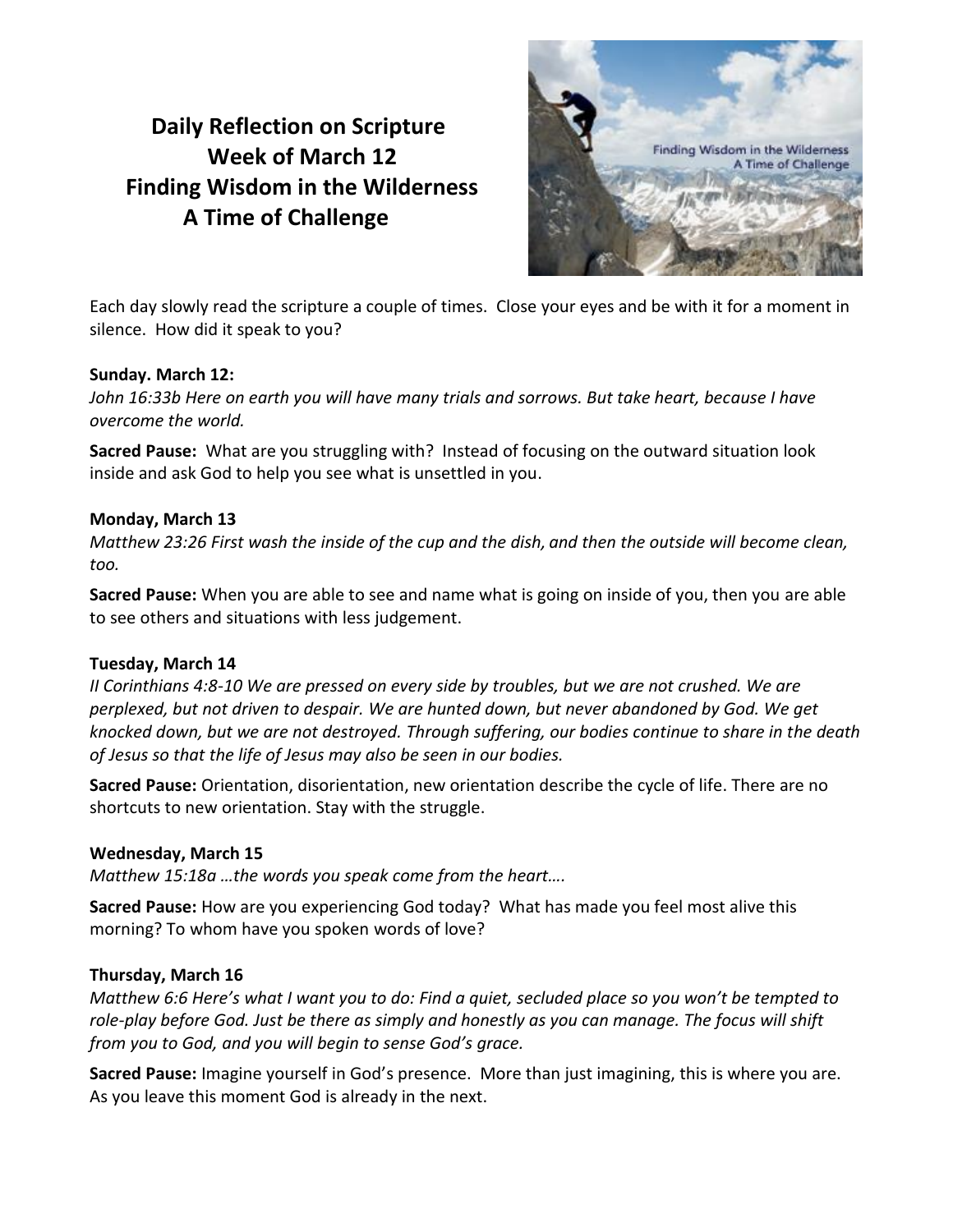# Daily Reflection on Scripture
# Week of March 12
# Finding Wisdom in the Wilderness
# A Time of Challenge

Each day slowly read the scripture a couple of times. Close your eyes and be with it for a moment in silence. How did it speak to you?

**Sunday. March 12:**

*John 16:33b Here on earth you will have many trials and sorrows. But take heart, because I have overcome the world.*

**Sacred Pause:** What are you struggling with? Instead of focusing on the outward situation look inside and ask God to help you see what is unsettled in you.

**Monday, March 13**

*Matthew 23:26 First wash the inside of the cup and the dish, and then the outside will become clean, too.*

**Sacred Pause:** When you are able to see and name what is going on inside of you, then you are able to see others and situations with less judgement.

**Tuesday, March 14**

*II Corinthians 4:8-10 We are pressed on every side by troubles, but we are not crushed. We are perplexed, but not driven to despair. We are hunted down, but never abandoned by God. We get knocked down, but we are not destroyed. Through suffering, our bodies continue to share in the death of Jesus so that the life of Jesus may also be seen in our bodies.*

**Sacred Pause:** Orientation, disorientation, new orientation describe the cycle of life. There are no shortcuts to new orientation. Stay with the struggle.

**Wednesday, March 15**

*Matthew 15:18a …the words you speak come from the heart….*

**Sacred Pause:** How are you experiencing God today? What has made you feel most alive this morning? To whom have you spoken words of love?

**Thursday, March 16**

*Matthew 6:6 Here's what I want you to do: Find a quiet, secluded place so you won't be tempted to role-play before God. Just be there as simply and honestly as you can manage. The focus will shift from you to God, and you will begin to sense God's grace.*

**Sacred Pause:** Imagine yourself in God's presence. More than just imagining, this is where you are. As you leave this moment God is already in the next.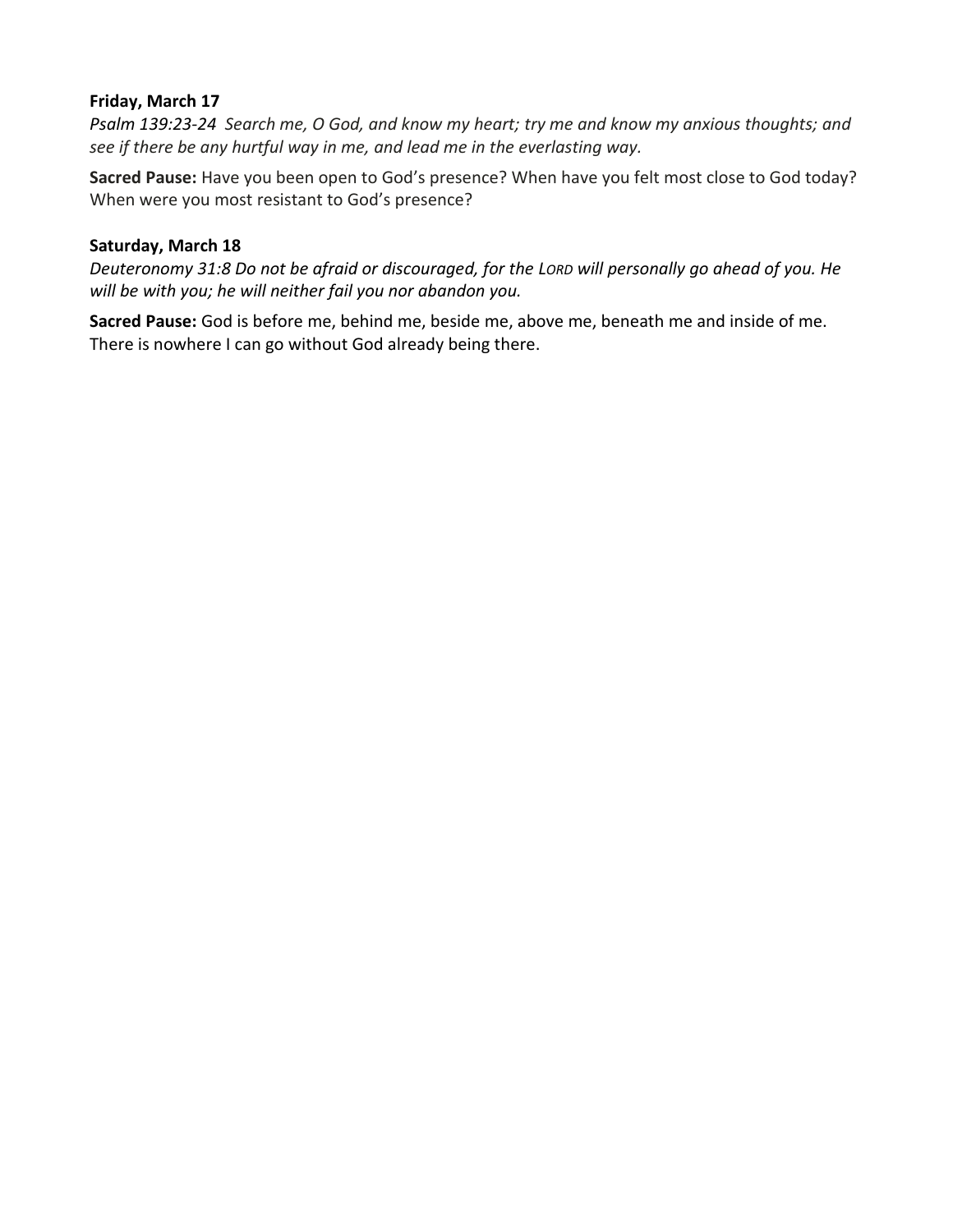**Friday, March 17**

*Psalm 139:23-24  Search me, O God, and know my heart; try me and know my anxious thoughts; and see if there be any hurtful way in me, and lead me in the everlasting way.*

**Sacred Pause:** Have you been open to God's presence? When have you felt most close to God today? When were you most resistant to God's presence?

**Saturday, March 18**

*Deuteronomy 31:8 Do not be afraid or discouraged, for the LORD will personally go ahead of you. He will be with you; he will neither fail you nor abandon you.*

**Sacred Pause:** God is before me, behind me, beside me, above me, beneath me and inside of me. There is nowhere I can go without God already being there.